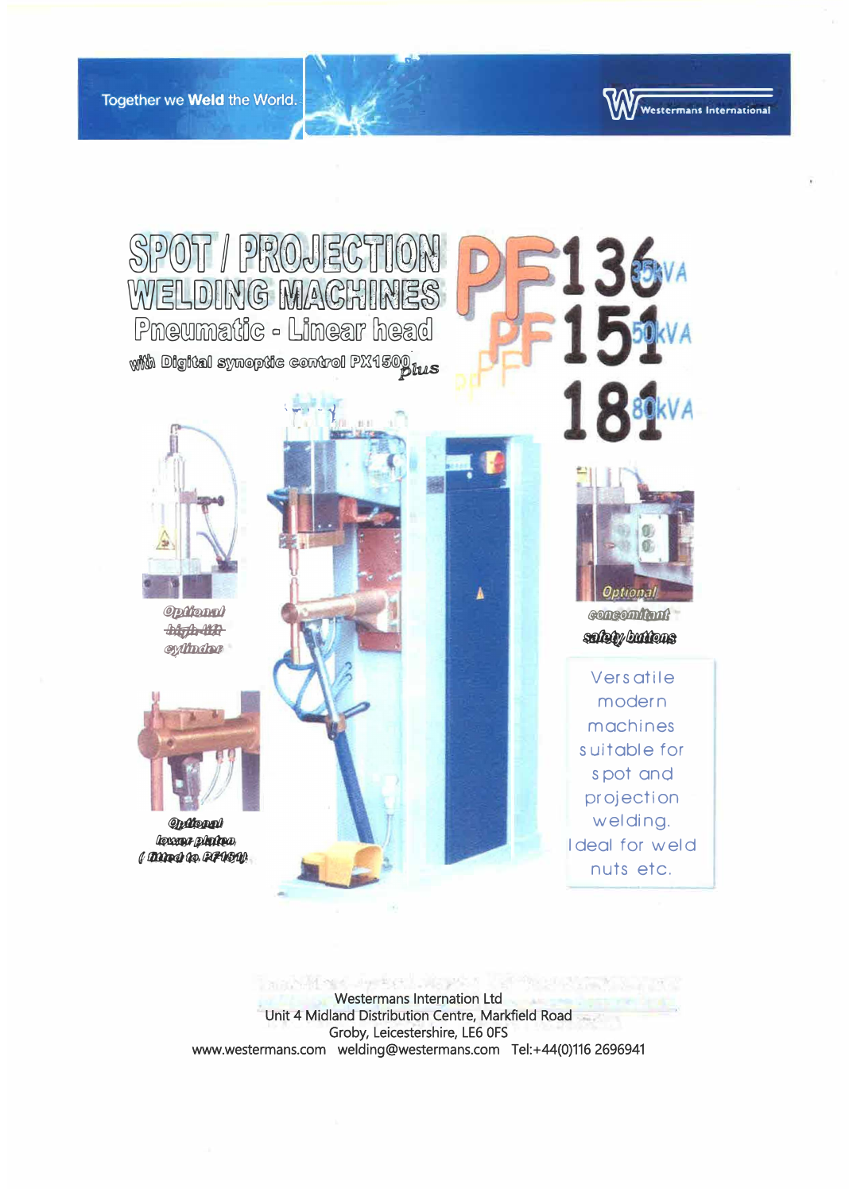Together we **Weld** the World.

Westermans International

# SPOT / PROJECTION WELDING MACHINES

## Pneumatic - Linear head

with Digital synoptic control PX1500 plus

# PF 136 35kVA

# PF 151 50kVA

# PF 181 80kVA

Optional high-lift cylinder

Optional concomitant safety buttons

Optional lower platen (fitted to PF151)

Versatile modern machines suitable for spot and projection welding. Ideal for weld nuts etc.

Westermans Internation Ltd
Unit 4 Midland Distribution Centre, Markfield Road
Groby, Leicestershire, LE6 0FS
www.westermans.com welding@westermans.com Tel:+44(0)116 2696941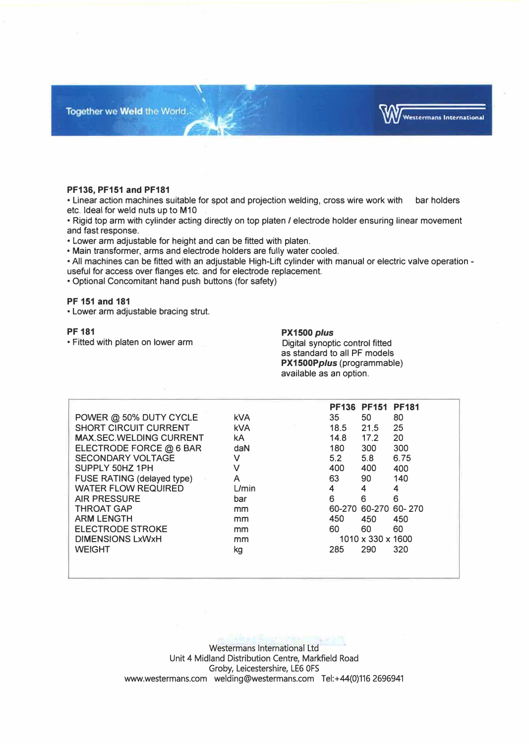Together we **Weld** the World.

Westermans International

### PF136, PF151 and PF181

- Linear action machines suitable for spot and projection welding, cross wire work with bar holders etc. Ideal for weld nuts up to M10
- Rigid top arm with cylinder acting directly on top platen / electrode holder ensuring linear movement and fast response.
- Lower arm adjustable for height and can be fitted with platen.
- Main transformer, arms and electrode holders are fully water cooled.
- All machines can be fitted with an adjustable High-Lift cylinder with manual or electric valve operation - useful for access over flanges etc. and for electrode replacement.
- Optional Concomitant hand push buttons (for safety)

### PF 151 and 181

- Lower arm adjustable bracing strut.

### PF 181

- Fitted with platen on lower arm

### PX1500 *plus*

Digital synoptic control fitted as standard to all PF models **PX1500P*plus*** (programmable) available as an option.

| | | PF136 | PF151 | PF181 |
|---|---|---|---|---|
| POWER @ 50% DUTY CYCLE | kVA | 35 | 50 | 80 |
| SHORT CIRCUIT CURRENT | kVA | 18.5 | 21.5 | 25 |
| MAX.SEC.WELDING CURRENT | kA | 14.8 | 17.2 | 20 |
| ELECTRODE FORCE @ 6 BAR | daN | 180 | 300 | 300 |
| SECONDARY VOLTAGE | V | 5.2 | 5.8 | 6.75 |
| SUPPLY 50HZ 1PH | V | 400 | 400 | 400 |
| FUSE RATING (delayed type) | A | 63 | 90 | 140 |
| WATER FLOW REQUIRED | L/min | 4 | 4 | 4 |
| AIR PRESSURE | bar | 6 | 6 | 6 |
| THROAT GAP | mm | 60-270 | 60-270 | 60- 270 |
| ARM LENGTH | mm | 450 | 450 | 450 |
| ELECTRODE STROKE | mm | 60 | 60 | 60 |
| DIMENSIONS LxWxH | mm | 1010 x 330 x 1600 | | |
| WEIGHT | kg | 285 | 290 | 320 |

Westermans International Ltd
Unit 4 Midland Distribution Centre, Markfield Road
Groby, Leicestershire, LE6 0FS
www.westermans.com welding@westermans.com Tel:+44(0)116 2696941